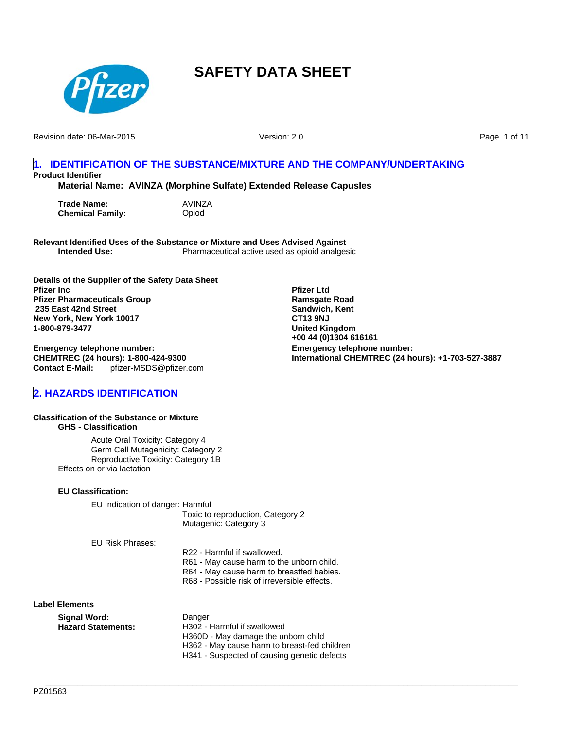# SAFETY DATA SHEET

Revision date: 06-Mar-2015 Version: 2.0

## 1. IDENTIFICATION OF THE SUBSTANCE/MIXTURE AND THE COMPANY/UNDERTAKING

**Product Identifier**

**Material Name: AVINZA (Morphine Sulfate) Extended Release Capsules**

**Trade Name:** AVINZA
**Chemical Family:** Opiod

**Relevant Identified Uses of the Substance or Mixture and Uses Advised Against**

**Intended Use:** Pharmaceutical active used as opioid analgesic

**Details of the Supplier of the Safety Data Sheet**

**Pfizer Inc**
**Pfizer Pharmaceuticals Group**
**235 East 42nd Street**
**New York, New York 10017**
**1-800-879-3477**

**Emergency telephone number:**
**CHEMTREC (24 hours): 1-800-424-9300**
**Contact E-Mail:** pfizer-MSDS@pfizer.com

**Pfizer Ltd**
**Ramsgate Road**
**Sandwich, Kent**
**CT13 9NJ**
**United Kingdom**
**+00 44 (0)1304 616161**

**Emergency telephone number:**
**International CHEMTREC (24 hours): +1-703-527-3887**

## 2. HAZARDS IDENTIFICATION

**Classification of the Substance or Mixture**

**GHS - Classification**

Acute Oral Toxicity: Category 4
Germ Cell Mutagenicity: Category 2
Reproductive Toxicity: Category 1B
Effects on or via lactation

**EU Classification:**

EU Indication of danger: Harmful
Toxic to reproduction, Category 2
Mutagenic: Category 3

EU Risk Phrases:

R22 - Harmful if swallowed.
R61 - May cause harm to the unborn child.
R64 - May cause harm to breastfed babies.
R68 - Possible risk of irreversible effects.

**Label Elements**

**Signal Word:** Danger

**Hazard Statements:**
H302 - Harmful if swallowed
H360D - May damage the unborn child
H362 - May cause harm to breast-fed children
H341 - Suspected of causing genetic defects

PZ01563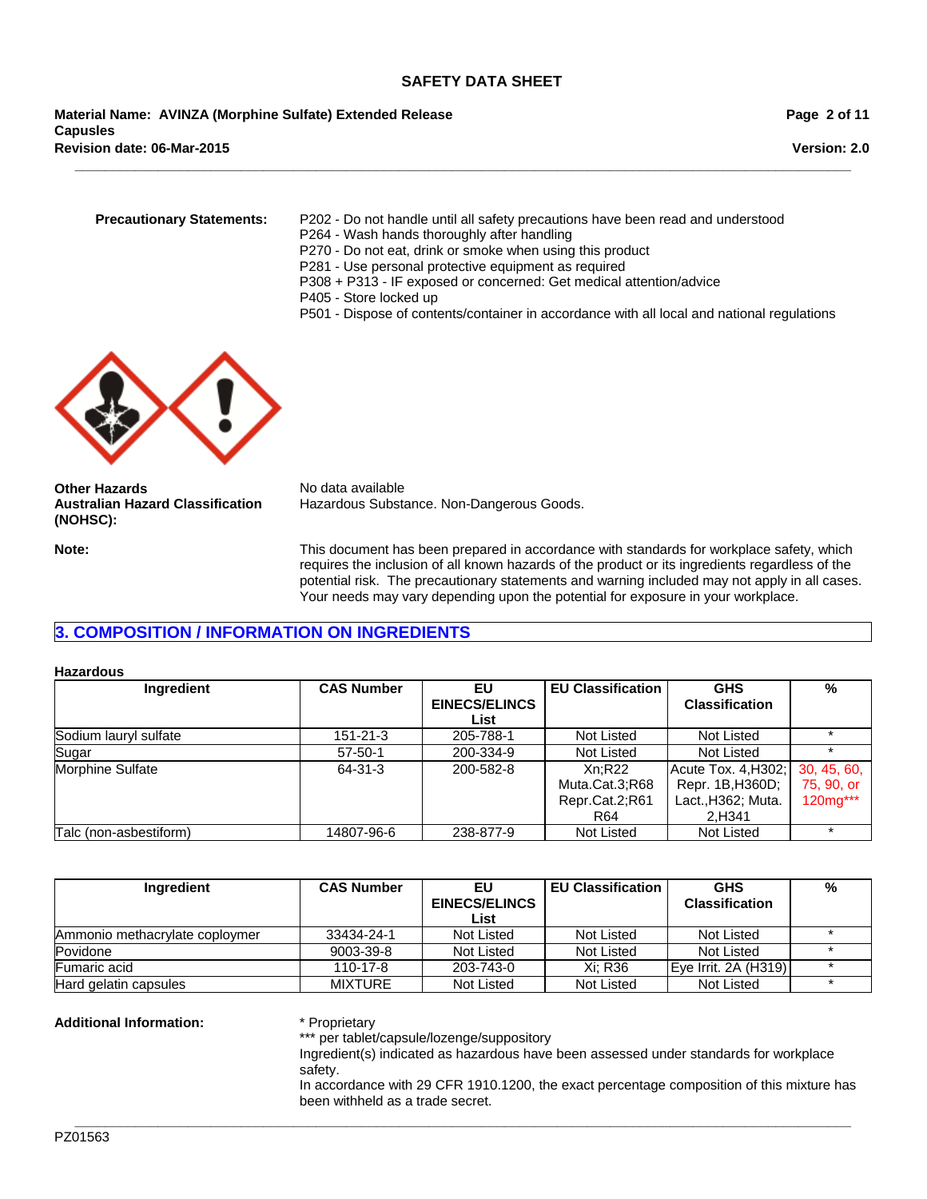**Precautionary Statements:**

P202 - Do not handle until all safety precautions have been read and understood
P264 - Wash hands thoroughly after handling
P270 - Do not eat, drink or smoke when using this product
P281 - Use personal protective equipment as required
P308 + P313 - IF exposed or concerned: Get medical attention/advice
P405 - Store locked up
P501 - Dispose of contents/container in accordance with all local and national regulations

**Other Hazards** No data available

**Australian Hazard Classification (NOHSC):** Hazardous Substance. Non-Dangerous Goods.

**Note:** This document has been prepared in accordance with standards for workplace safety, which requires the inclusion of all known hazards of the product or its ingredients regardless of the potential risk. The precautionary statements and warning included may not apply in all cases. Your needs may vary depending upon the potential for exposure in your workplace.

## 3. COMPOSITION / INFORMATION ON INGREDIENTS

**Hazardous**

| Ingredient | CAS Number | EU EINECS/ELINCS List | EU Classification | GHS Classification | % |
|---|---|---|---|---|---|
| Sodium lauryl sulfate | 151-21-3 | 205-788-1 | Not Listed | Not Listed | * |
| Sugar | 57-50-1 | 200-334-9 | Not Listed | Not Listed | * |
| Morphine Sulfate | 64-31-3 | 200-582-8 | Xn;R22 Muta.Cat.3;R68 Repr.Cat.2;R61 R64 | Acute Tox. 4,H302; Repr. 1B,H360D; Lact.,H362; Muta. 2,H341 | 30, 45, 60, 75, 90, or 120mg*** |
| Talc (non-asbestiform) | 14807-96-6 | 238-877-9 | Not Listed | Not Listed | * |

| Ingredient | CAS Number | EU EINECS/ELINCS List | EU Classification | GHS Classification | % |
|---|---|---|---|---|---|
| Ammonio methacrylate coplymer | 33434-24-1 | Not Listed | Not Listed | Not Listed | * |
| Povidone | 9003-39-8 | Not Listed | Not Listed | Not Listed | * |
| Fumaric acid | 110-17-8 | 203-743-0 | Xi; R36 | Eye Irrit. 2A (H319) | * |
| Hard gelatin capsules | MIXTURE | Not Listed | Not Listed | Not Listed | * |

**Additional Information:**

* Proprietary
*** per tablet/capsule/lozenge/suppository
Ingredient(s) indicated as hazardous have been assessed under standards for workplace safety.
In accordance with 29 CFR 1910.1200, the exact percentage composition of this mixture has been withheld as a trade secret.

PZ01563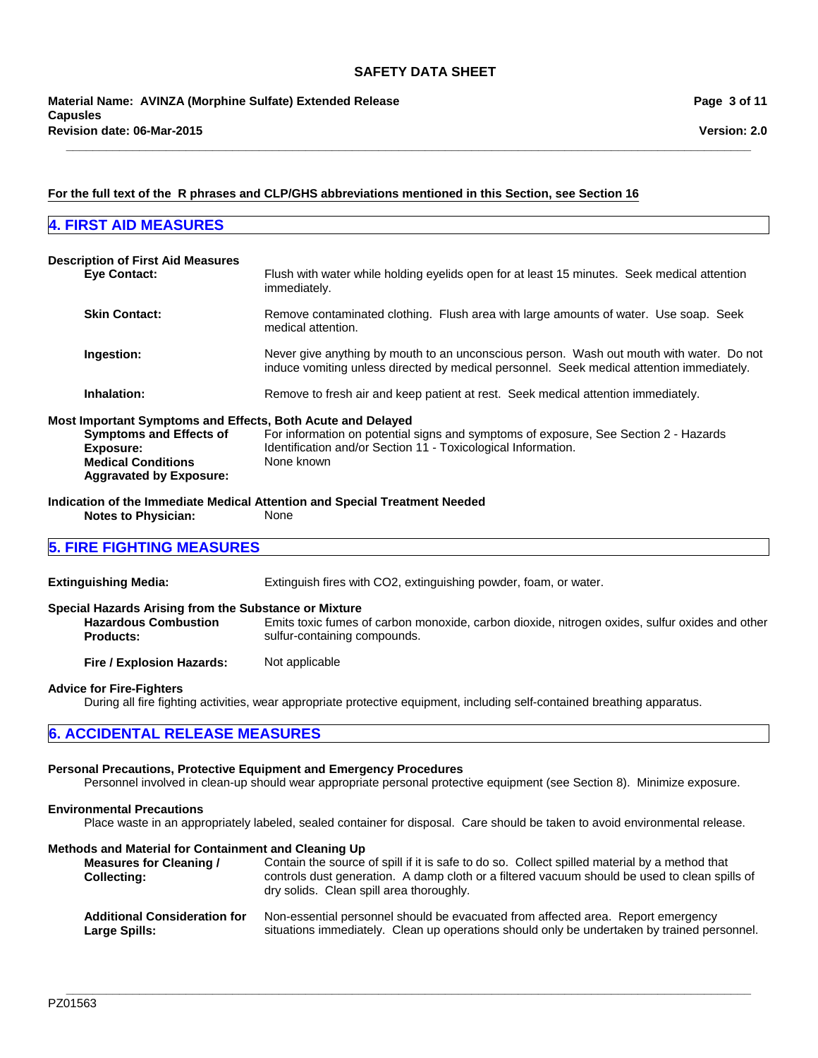**For the full text of the R phrases and CLP/GHS abbreviations mentioned in this Section, see Section 16**

## 4. FIRST AID MEASURES

**Description of First Aid Measures**

**Eye Contact:** Flush with water while holding eyelids open for at least 15 minutes. Seek medical attention immediately.

**Skin Contact:** Remove contaminated clothing. Flush area with large amounts of water. Use soap. Seek medical attention.

**Ingestion:** Never give anything by mouth to an unconscious person. Wash out mouth with water. Do not induce vomiting unless directed by medical personnel. Seek medical attention immediately.

**Inhalation:** Remove to fresh air and keep patient at rest. Seek medical attention immediately.

**Most Important Symptoms and Effects, Both Acute and Delayed**

**Symptoms and Effects of Exposure:** For information on potential signs and symptoms of exposure, See Section 2 - Hazards Identification and/or Section 11 - Toxicological Information.

**Medical Conditions Aggravated by Exposure:** None known

**Indication of the Immediate Medical Attention and Special Treatment Needed**

**Notes to Physician:** None

## 5. FIRE FIGHTING MEASURES

**Extinguishing Media:** Extinguish fires with CO2, extinguishing powder, foam, or water.

**Special Hazards Arising from the Substance or Mixture**

**Hazardous Combustion Products:** Emits toxic fumes of carbon monoxide, carbon dioxide, nitrogen oxides, sulfur oxides and other sulfur-containing compounds.

**Fire / Explosion Hazards:** Not applicable

**Advice for Fire-Fighters**

During all fire fighting activities, wear appropriate protective equipment, including self-contained breathing apparatus.

## 6. ACCIDENTAL RELEASE MEASURES

**Personal Precautions, Protective Equipment and Emergency Procedures**

Personnel involved in clean-up should wear appropriate personal protective equipment (see Section 8). Minimize exposure.

**Environmental Precautions**

Place waste in an appropriately labeled, sealed container for disposal. Care should be taken to avoid environmental release.

**Methods and Material for Containment and Cleaning Up**

**Measures for Cleaning / Collecting:** Contain the source of spill if it is safe to do so. Collect spilled material by a method that controls dust generation. A damp cloth or a filtered vacuum should be used to clean spills of dry solids. Clean spill area thoroughly.

**Additional Consideration for Large Spills:** Non-essential personnel should be evacuated from affected area. Report emergency situations immediately. Clean up operations should only be undertaken by trained personnel.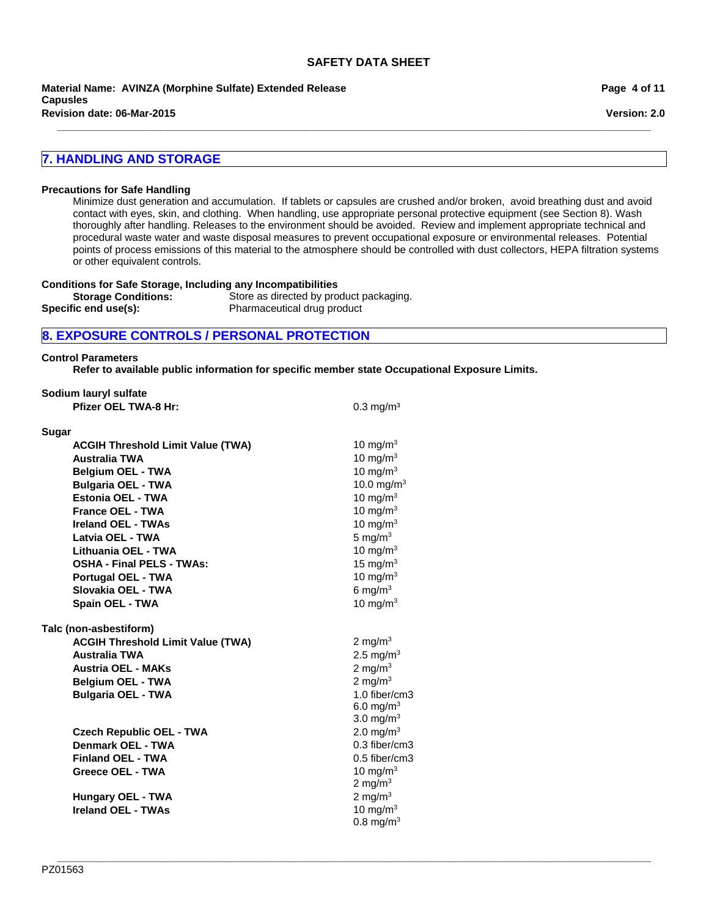## 7. HANDLING AND STORAGE

**Precautions for Safe Handling**

Minimize dust generation and accumulation. If tablets or capsules are crushed and/or broken, avoid breathing dust and avoid contact with eyes, skin, and clothing. When handling, use appropriate personal protective equipment (see Section 8). Wash thoroughly after handling. Releases to the environment should be avoided. Review and implement appropriate technical and procedural waste water and waste disposal measures to prevent occupational exposure or environmental releases. Potential points of process emissions of this material to the atmosphere should be controlled with dust collectors, HEPA filtration systems or other equivalent controls.

**Conditions for Safe Storage, Including any Incompatibilities**

**Storage Conditions:** Store as directed by product packaging.

**Specific end use(s):** Pharmaceutical drug product

## 8. EXPOSURE CONTROLS / PERSONAL PROTECTION

**Control Parameters**

**Refer to available public information for specific member state Occupational Exposure Limits.**

**Sodium lauryl sulfate**

| | |
|---|---|
| **Pfizer OEL TWA-8 Hr:** | 0.3 mg/m$^3$ |

**Sugar**

| | |
|---|---|
| **ACGIH Threshold Limit Value (TWA)** | 10 mg/m$^3$ |
| **Australia TWA** | 10 mg/m$^3$ |
| **Belgium OEL - TWA** | 10 mg/m$^3$ |
| **Bulgaria OEL - TWA** | 10.0 mg/m$^3$ |
| **Estonia OEL - TWA** | 10 mg/m$^3$ |
| **France OEL - TWA** | 10 mg/m$^3$ |
| **Ireland OEL - TWAs** | 10 mg/m$^3$ |
| **Latvia OEL - TWA** | 5 mg/m$^3$ |
| **Lithuania OEL - TWA** | 10 mg/m$^3$ |
| **OSHA - Final PELS - TWAs:** | 15 mg/m$^3$ |
| **Portugal OEL - TWA** | 10 mg/m$^3$ |
| **Slovakia OEL - TWA** | 6 mg/m$^3$ |
| **Spain OEL - TWA** | 10 mg/m$^3$ |

**Talc (non-asbestiform)**

| | |
|---|---|
| **ACGIH Threshold Limit Value (TWA)** | 2 mg/m$^3$ |
| **Australia TWA** | 2.5 mg/m$^3$ |
| **Austria OEL - MAKs** | 2 mg/m$^3$ |
| **Belgium OEL - TWA** | 2 mg/m$^3$ |
| **Bulgaria OEL - TWA** | 1.0 fiber/cm3<br>6.0 mg/m$^3$<br>3.0 mg/m$^3$ |
| **Czech Republic OEL - TWA** | 2.0 mg/m$^3$ |
| **Denmark OEL - TWA** | 0.3 fiber/cm3 |
| **Finland OEL - TWA** | 0.5 fiber/cm3 |
| **Greece OEL - TWA** | 10 mg/m$^3$<br>2 mg/m$^3$ |
| **Hungary OEL - TWA** | 2 mg/m$^3$ |
| **Ireland OEL - TWAs** | 10 mg/m$^3$<br>0.8 mg/m$^3$ |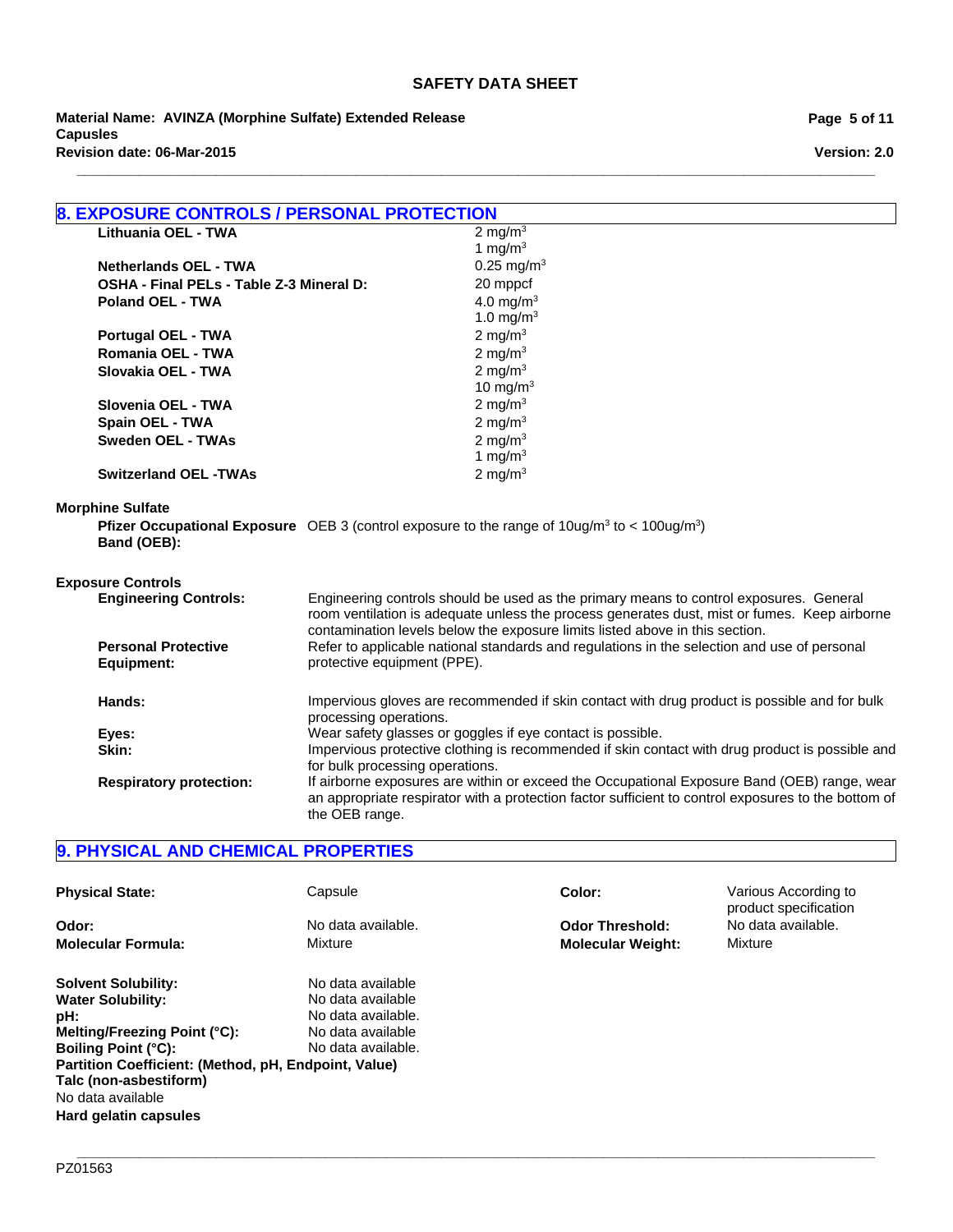## 8. EXPOSURE CONTROLS / PERSONAL PROTECTION

| | |
|---|---|
| **Lithuania OEL - TWA** | 2 mg/m$^3$<br>1 mg/m$^3$ |
| **Netherlands OEL - TWA** | 0.25 mg/m$^3$ |
| **OSHA - Final PELs - Table Z-3 Mineral D:** | 20 mppcf |
| **Poland OEL - TWA** | 4.0 mg/m$^3$<br>1.0 mg/m$^3$ |
| **Portugal OEL - TWA** | 2 mg/m$^3$ |
| **Romania OEL - TWA** | 2 mg/m$^3$ |
| **Slovakia OEL - TWA** | 2 mg/m$^3$<br>10 mg/m$^3$ |
| **Slovenia OEL - TWA** | 2 mg/m$^3$ |
| **Spain OEL - TWA** | 2 mg/m$^3$ |
| **Sweden OEL - TWAs** | 2 mg/m$^3$<br>1 mg/m$^3$ |
| **Switzerland OEL -TWAs** | 2 mg/m$^3$ |

**Morphine Sulfate**

**Pfizer Occupational Exposure Band (OEB):** OEB 3 (control exposure to the range of 10ug/m$^3$ to < 100ug/m$^3$)

**Exposure Controls**

**Engineering Controls:** Engineering controls should be used as the primary means to control exposures. General room ventilation is adequate unless the process generates dust, mist or fumes. Keep airborne contamination levels below the exposure limits listed above in this section.

**Personal Protective Equipment:** Refer to applicable national standards and regulations in the selection and use of personal protective equipment (PPE).

**Hands:** Impervious gloves are recommended if skin contact with drug product is possible and for bulk processing operations.

**Eyes:** Wear safety glasses or goggles if eye contact is possible.

**Skin:** Impervious protective clothing is recommended if skin contact with drug product is possible and for bulk processing operations.

**Respiratory protection:** If airborne exposures are within or exceed the Occupational Exposure Band (OEB) range, wear an appropriate respirator with a protection factor sufficient to control exposures to the bottom of the OEB range.

## 9. PHYSICAL AND CHEMICAL PROPERTIES

| | | | |
|---|---|---|---|
| **Physical State:** | Capsule | **Color:** | Various According to product specification |
| **Odor:** | No data available. | **Odor Threshold:** | No data available. |
| **Molecular Formula:** | Mixture | **Molecular Weight:** | Mixture |

**Solvent Solubility:** No data available
**Water Solubility:** No data available
**pH:** No data available.
**Melting/Freezing Point (°C):** No data available
**Boiling Point (°C):** No data available.

**Partition Coefficient: (Method, pH, Endpoint, Value)**

**Talc (non-asbestiform)**
No data available

**Hard gelatin capsules**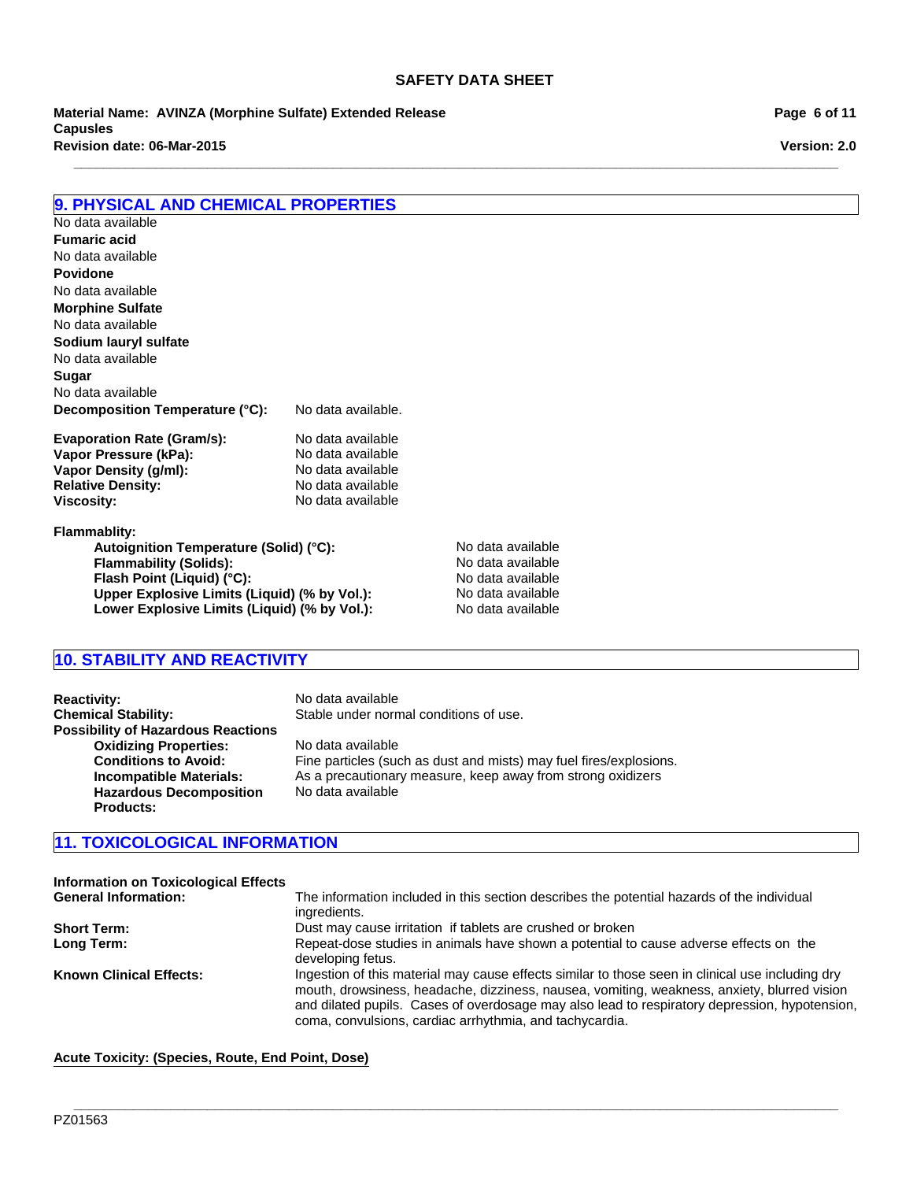## 9. PHYSICAL AND CHEMICAL PROPERTIES

No data available

**Fumaric acid**

No data available

**Povidone**

No data available

**Morphine Sulfate**

No data available

**Sodium lauryl sulfate**

No data available

**Sugar**

No data available

**Decomposition Temperature (°C):** No data available.

**Evaporation Rate (Gram/s):** No data available
**Vapor Pressure (kPa):** No data available
**Vapor Density (g/ml):** No data available
**Relative Density:** No data available
**Viscosity:** No data available

**Flammablity:**

- **Autoignition Temperature (Solid) (°C):** No data available
- **Flammability (Solids):** No data available
- **Flash Point (Liquid) (°C):** No data available
- **Upper Explosive Limits (Liquid) (% by Vol.):** No data available
- **Lower Explosive Limits (Liquid) (% by Vol.):** No data available

## 10. STABILITY AND REACTIVITY

**Reactivity:** No data available
**Chemical Stability:** Stable under normal conditions of use.
**Possibility of Hazardous Reactions**

- **Oxidizing Properties:** No data available
- **Conditions to Avoid:** Fine particles (such as dust and mists) may fuel fires/explosions.
- **Incompatible Materials:** As a precautionary measure, keep away from strong oxidizers
- **Hazardous Decomposition Products:** No data available

## 11. TOXICOLOGICAL INFORMATION

**Information on Toxicological Effects**

**General Information:** The information included in this section describes the potential hazards of the individual ingredients.

**Short Term:** Dust may cause irritation if tablets are crushed or broken

**Long Term:** Repeat-dose studies in animals have shown a potential to cause adverse effects on the developing fetus.

**Known Clinical Effects:** Ingestion of this material may cause effects similar to those seen in clinical use including dry mouth, drowsiness, headache, dizziness, nausea, vomiting, weakness, anxiety, blurred vision and dilated pupils. Cases of overdosage may also lead to respiratory depression, hypotension, coma, convulsions, cardiac arrhythmia, and tachycardia.

**Acute Toxicity: (Species, Route, End Point, Dose)**

PZ01563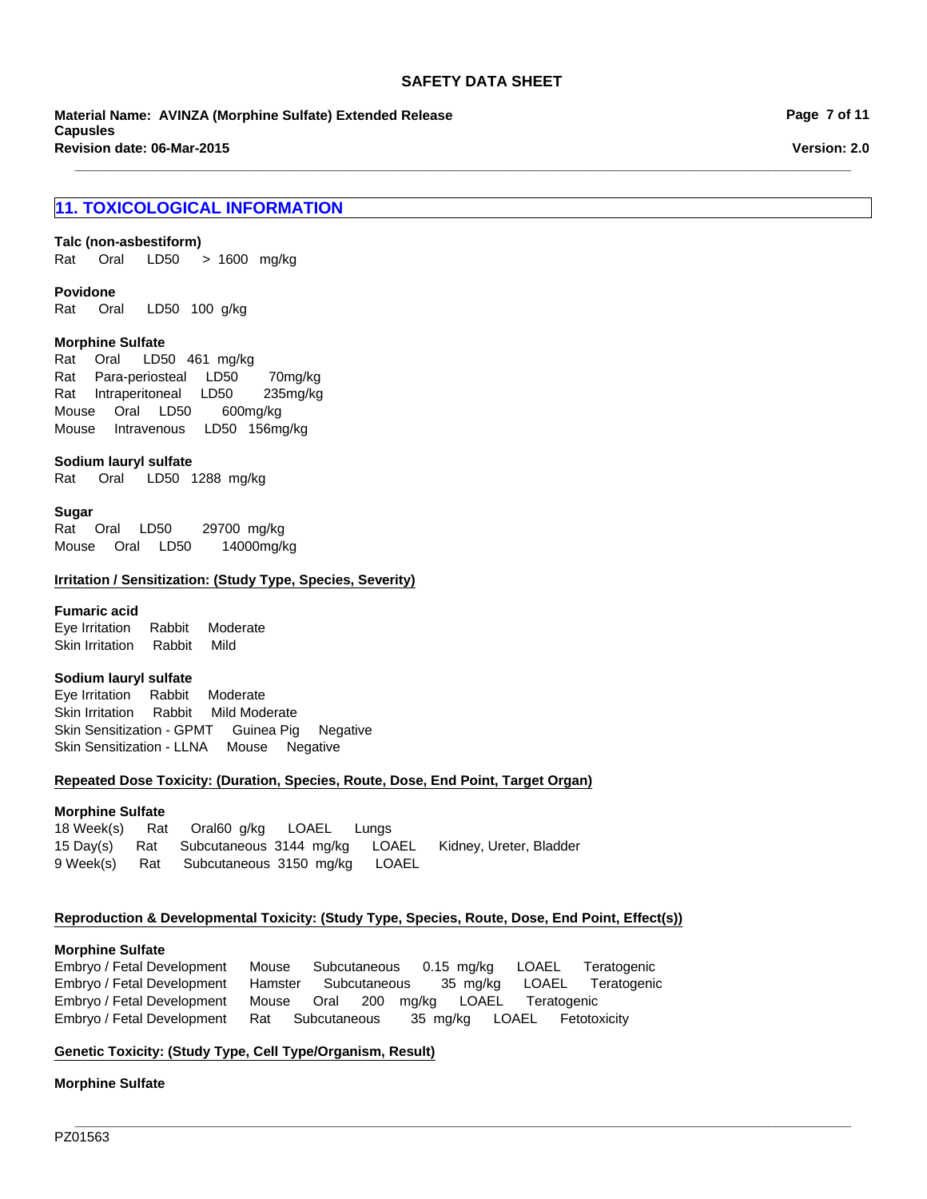## 11. TOXICOLOGICAL INFORMATION

**Talc (non-asbestiform)**
Rat Oral LD50 > 1600 mg/kg

**Povidone**
Rat Oral LD50 100 g/kg

**Morphine Sulfate**
Rat Oral LD50 461 mg/kg
Rat Para-periosteal LD50 70mg/kg
Rat Intraperitoneal LD50 235mg/kg
Mouse Oral LD50 600mg/kg
Mouse Intravenous LD50 156mg/kg

**Sodium lauryl sulfate**
Rat Oral LD50 1288 mg/kg

**Sugar**
Rat Oral LD50 29700 mg/kg
Mouse Oral LD50 14000mg/kg

**Irritation / Sensitization: (Study Type, Species, Severity)**

**Fumaric acid**
Eye Irritation Rabbit Moderate
Skin Irritation Rabbit Mild

**Sodium lauryl sulfate**
Eye Irritation Rabbit Moderate
Skin Irritation Rabbit Mild Moderate
Skin Sensitization - GPMT Guinea Pig Negative
Skin Sensitization - LLNA Mouse Negative

**Repeated Dose Toxicity: (Duration, Species, Route, Dose, End Point, Target Organ)**

**Morphine Sulfate**
18 Week(s) Rat Oral60 g/kg LOAEL Lungs
15 Day(s) Rat Subcutaneous 3144 mg/kg LOAEL Kidney, Ureter, Bladder
9 Week(s) Rat Subcutaneous 3150 mg/kg LOAEL

**Reproduction & Developmental Toxicity: (Study Type, Species, Route, Dose, End Point, Effect(s))**

**Morphine Sulfate**
Embryo / Fetal Development Mouse Subcutaneous 0.15 mg/kg LOAEL Teratogenic
Embryo / Fetal Development Hamster Subcutaneous 35 mg/kg LOAEL Teratogenic
Embryo / Fetal Development Mouse Oral 200 mg/kg LOAEL Teratogenic
Embryo / Fetal Development Rat Subcutaneous 35 mg/kg LOAEL Fetotoxicity

**Genetic Toxicity: (Study Type, Cell Type/Organism, Result)**

**Morphine Sulfate**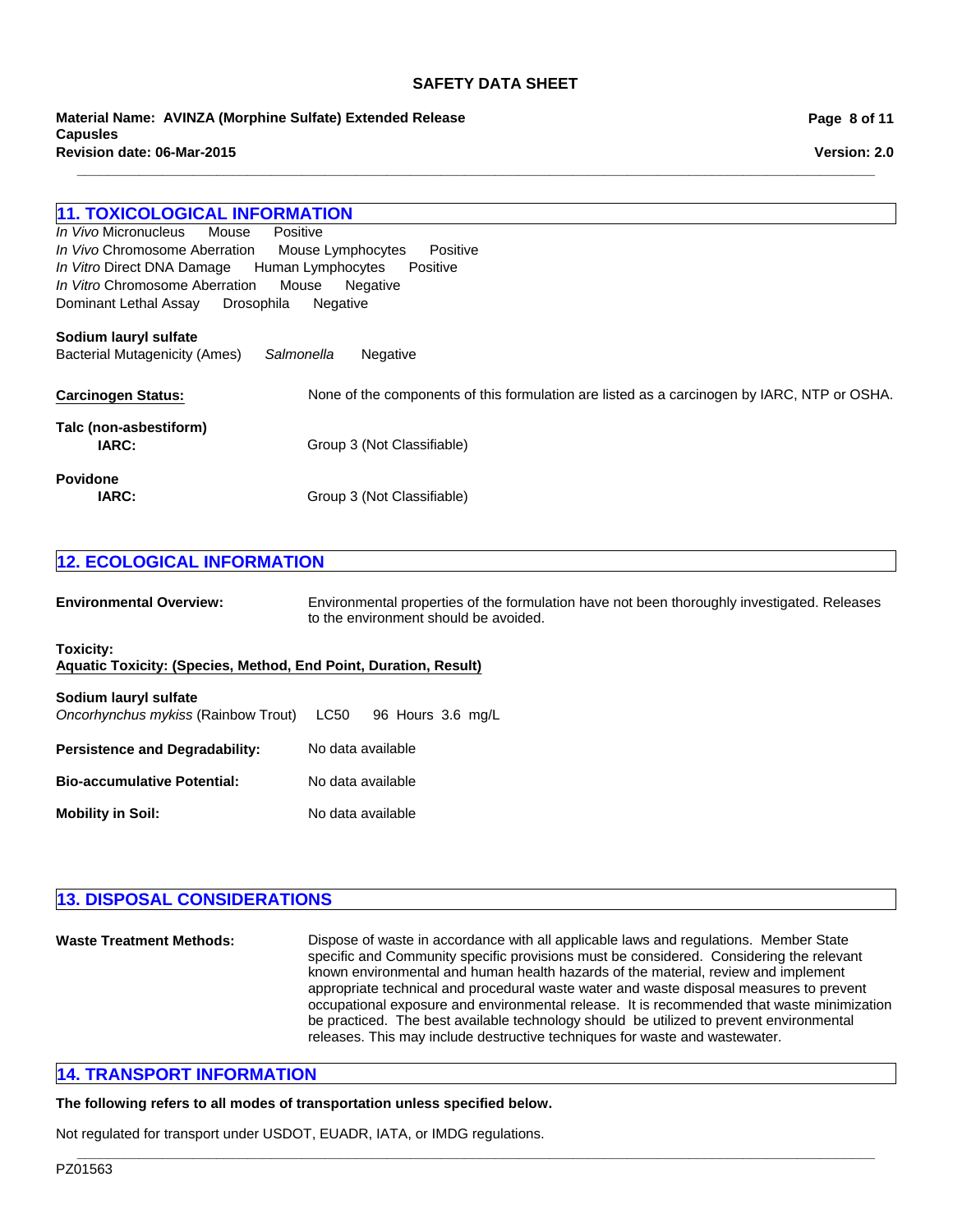## 11. TOXICOLOGICAL INFORMATION

| | | |
|---|---|---|
| *In Vivo* Micronucleus | Mouse | Positive |
| *In Vivo* Chromosome Aberration | Mouse Lymphocytes | Positive |
| *In Vitro* Direct DNA Damage | Human Lymphocytes | Positive |
| *In Vitro* Chromosome Aberration | Mouse | Negative |
| Dominant Lethal Assay | Drosophila | Negative |

**Sodium lauryl sulfate**

Bacterial Mutagenicity (Ames) *Salmonella* Negative

**Carcinogen Status:** None of the components of this formulation are listed as a carcinogen by IARC, NTP or OSHA.

**Talc (non-asbestiform)**

**IARC:** Group 3 (Not Classifiable)

**Povidone**

**IARC:** Group 3 (Not Classifiable)

## 12. ECOLOGICAL INFORMATION

**Environmental Overview:** Environmental properties of the formulation have not been thoroughly investigated. Releases to the environment should be avoided.

**Toxicity:**

**Aquatic Toxicity: (Species, Method, End Point, Duration, Result)**

**Sodium lauryl sulfate**

*Oncorhynchus mykiss* (Rainbow Trout) LC50 96 Hours 3.6 mg/L

**Persistence and Degradability:** No data available

**Bio-accumulative Potential:** No data available

**Mobility in Soil:** No data available

## 13. DISPOSAL CONSIDERATIONS

**Waste Treatment Methods:** Dispose of waste in accordance with all applicable laws and regulations. Member State specific and Community specific provisions must be considered. Considering the relevant known environmental and human health hazards of the material, review and implement appropriate technical and procedural waste water and waste disposal measures to prevent occupational exposure and environmental release. It is recommended that waste minimization be practiced. The best available technology should be utilized to prevent environmental releases. This may include destructive techniques for waste and wastewater.

## 14. TRANSPORT INFORMATION

**The following refers to all modes of transportation unless specified below.**

Not regulated for transport under USDOT, EUADR, IATA, or IMDG regulations.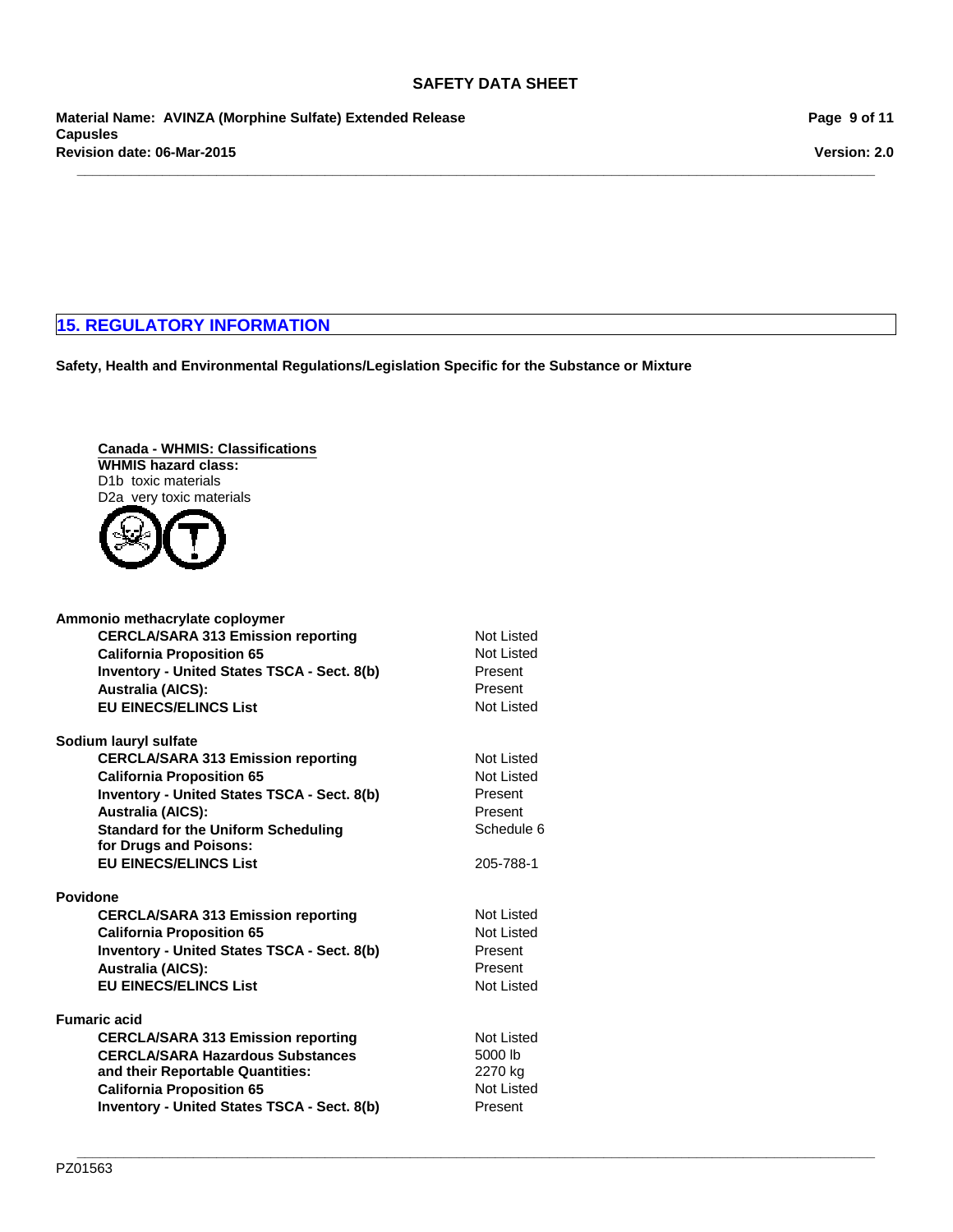## 15. REGULATORY INFORMATION

**Safety, Health and Environmental Regulations/Legislation Specific for the Substance or Mixture**

**Canada - WHMIS: Classifications**

**WHMIS hazard class:**
D1b toxic materials
D2a very toxic materials

**Ammonio methacrylate coploymer**

| | |
|---|---|
| **CERCLA/SARA 313 Emission reporting** | Not Listed |
| **California Proposition 65** | Not Listed |
| **Inventory - United States TSCA - Sect. 8(b)** | Present |
| **Australia (AICS):** | Present |
| **EU EINECS/ELINCS List** | Not Listed |

**Sodium lauryl sulfate**

| | |
|---|---|
| **CERCLA/SARA 313 Emission reporting** | Not Listed |
| **California Proposition 65** | Not Listed |
| **Inventory - United States TSCA - Sect. 8(b)** | Present |
| **Australia (AICS):** | Present |
| **Standard for the Uniform Scheduling for Drugs and Poisons:** | Schedule 6 |
| **EU EINECS/ELINCS List** | 205-788-1 |

**Povidone**

| | |
|---|---|
| **CERCLA/SARA 313 Emission reporting** | Not Listed |
| **California Proposition 65** | Not Listed |
| **Inventory - United States TSCA - Sect. 8(b)** | Present |
| **Australia (AICS):** | Present |
| **EU EINECS/ELINCS List** | Not Listed |

**Fumaric acid**

| | |
|---|---|
| **CERCLA/SARA 313 Emission reporting** | Not Listed |
| **CERCLA/SARA Hazardous Substances and their Reportable Quantities:** | 5000 lb<br>2270 kg |
| **California Proposition 65** | Not Listed |
| **Inventory - United States TSCA - Sect. 8(b)** | Present |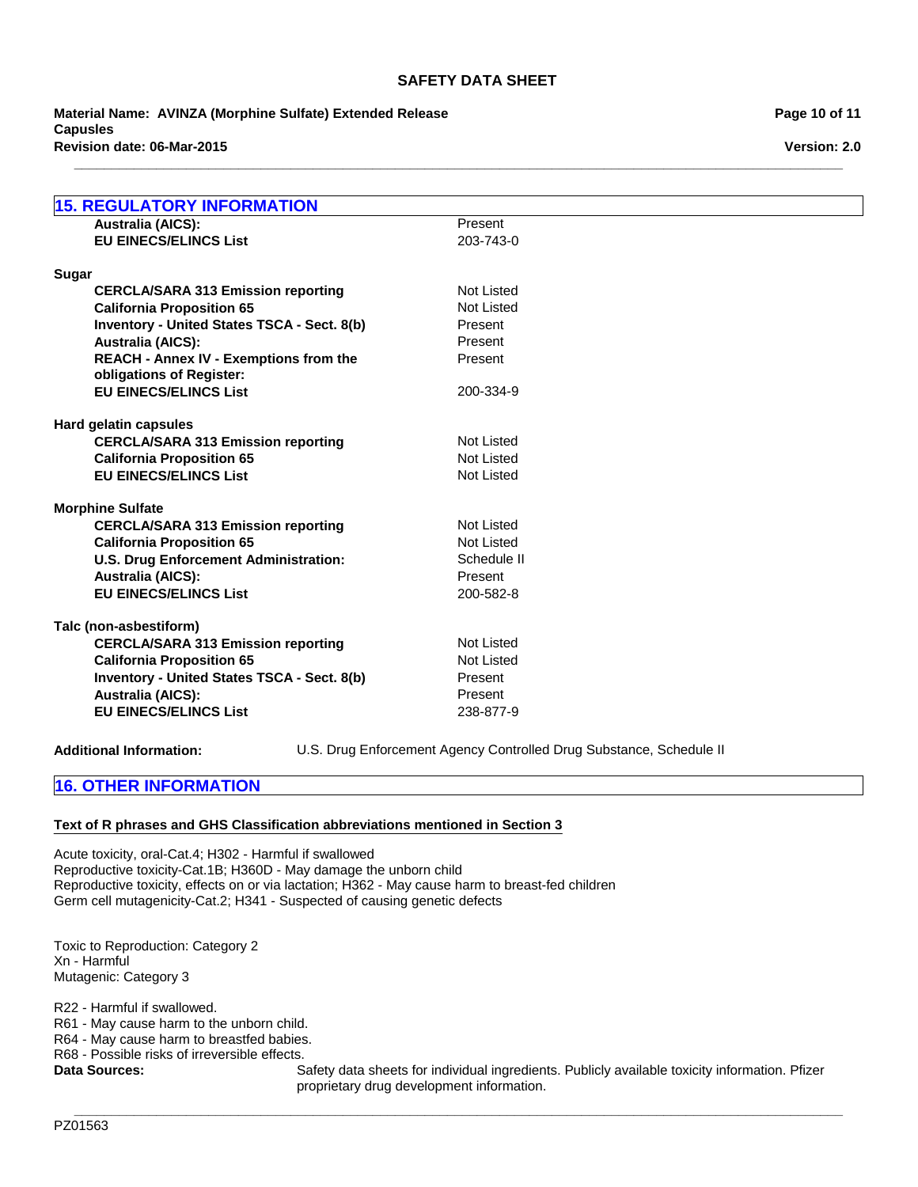## 15. REGULATORY INFORMATION

| | |
|---|---|
| **Australia (AICS):** | Present |
| **EU EINECS/ELINCS List** | 203-743-0 |

**Sugar**

| | |
|---|---|
| **CERCLA/SARA 313 Emission reporting** | Not Listed |
| **California Proposition 65** | Not Listed |
| **Inventory - United States TSCA - Sect. 8(b)** | Present |
| **Australia (AICS):** | Present |
| **REACH - Annex IV - Exemptions from the obligations of Register:** | Present |
| **EU EINECS/ELINCS List** | 200-334-9 |

**Hard gelatin capsules**

| | |
|---|---|
| **CERCLA/SARA 313 Emission reporting** | Not Listed |
| **California Proposition 65** | Not Listed |
| **EU EINECS/ELINCS List** | Not Listed |

**Morphine Sulfate**

| | |
|---|---|
| **CERCLA/SARA 313 Emission reporting** | Not Listed |
| **California Proposition 65** | Not Listed |
| **U.S. Drug Enforcement Administration:** | Schedule II |
| **Australia (AICS):** | Present |
| **EU EINECS/ELINCS List** | 200-582-8 |

**Talc (non-asbestiform)**

| | |
|---|---|
| **CERCLA/SARA 313 Emission reporting** | Not Listed |
| **California Proposition 65** | Not Listed |
| **Inventory - United States TSCA - Sect. 8(b)** | Present |
| **Australia (AICS):** | Present |
| **EU EINECS/ELINCS List** | 238-877-9 |

**Additional Information:** U.S. Drug Enforcement Agency Controlled Drug Substance, Schedule II

## 16. OTHER INFORMATION

**Text of R phrases and GHS Classification abbreviations mentioned in Section 3**

Acute toxicity, oral-Cat.4; H302 - Harmful if swallowed
Reproductive toxicity-Cat.1B; H360D - May damage the unborn child
Reproductive toxicity, effects on or via lactation; H362 - May cause harm to breast-fed children
Germ cell mutagenicity-Cat.2; H341 - Suspected of causing genetic defects

Toxic to Reproduction: Category 2
Xn - Harmful
Mutagenic: Category 3

R22 - Harmful if swallowed.
R61 - May cause harm to the unborn child.
R64 - May cause harm to breastfed babies.
R68 - Possible risks of irreversible effects.

**Data Sources:** Safety data sheets for individual ingredients. Publicly available toxicity information. Pfizer proprietary drug development information.

PZ01563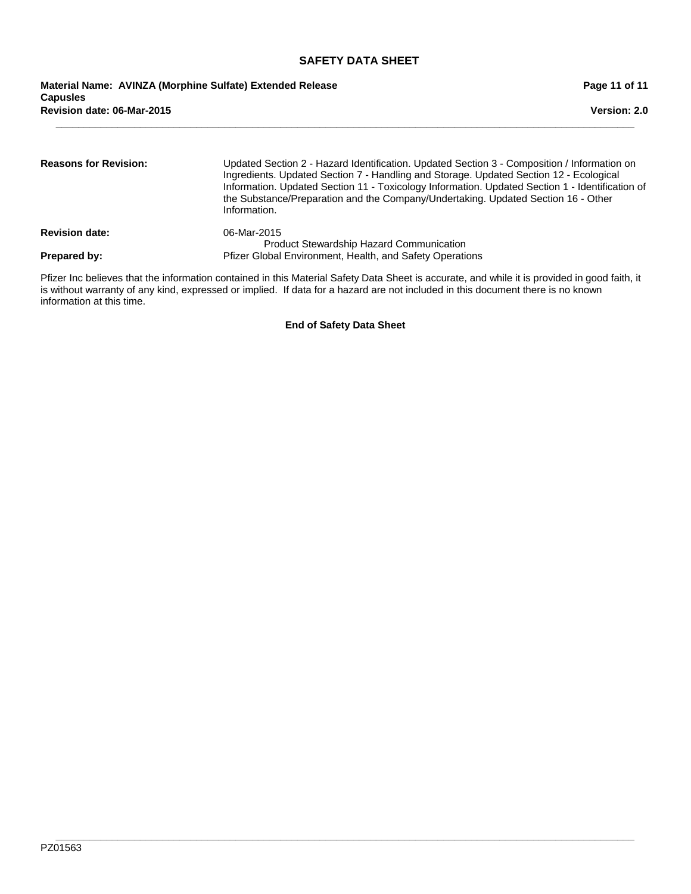**Reasons for Revision:** Updated Section 2 - Hazard Identification. Updated Section 3 - Composition / Information on Ingredients. Updated Section 7 - Handling and Storage. Updated Section 12 - Ecological Information. Updated Section 11 - Toxicology Information. Updated Section 1 - Identification of the Substance/Preparation and the Company/Undertaking. Updated Section 16 - Other Information.

**Revision date:** 06-Mar-2015

**Prepared by:** Product Stewardship Hazard Communication
Pfizer Global Environment, Health, and Safety Operations

Pfizer Inc believes that the information contained in this Material Safety Data Sheet is accurate, and while it is provided in good faith, it is without warranty of any kind, expressed or implied. If data for a hazard are not included in this document there is no known information at this time.

**End of Safety Data Sheet**